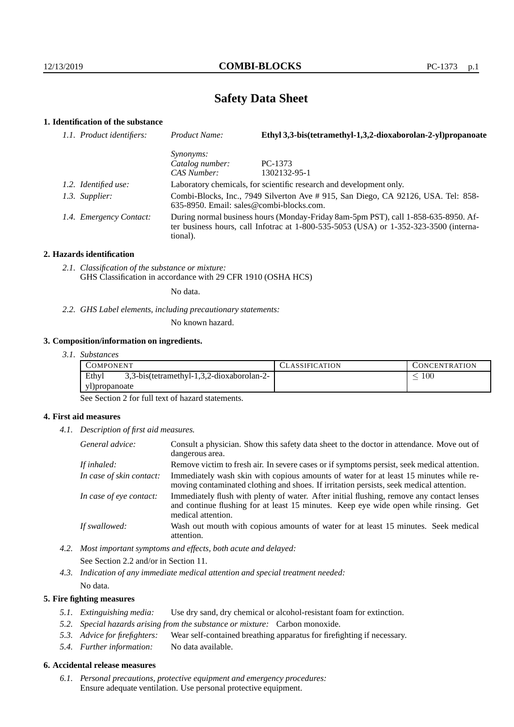# Safety Data Sheet

## 1. Identification of the substance

| | | |
|---|---|---|
| *1.1. Product identifiers:* | *Product Name:* | **Ethyl 3,3-bis(tetramethyl-1,3,2-dioxaborolan-2-yl)propanoate** |
| | *Synonyms:* | |
| | *Catalog number:* | PC-1373 |
| | *CAS Number:* | 1302132-95-1 |
| *1.2. Identified use:* | Laboratory chemicals, for scientific research and development only. | |
| *1.3. Supplier:* | Combi-Blocks, Inc., 7949 Silverton Ave # 915, San Diego, CA 92126, USA. Tel: 858-635-8950. Email: sales@combi-blocks.com. | |
| *1.4. Emergency Contact:* | During normal business hours (Monday-Friday 8am-5pm PST), call 1-858-635-8950. After business hours, call Infotrac at 1-800-535-5053 (USA) or 1-352-323-3500 (international). | |

## 2. Hazards identification

*2.1. Classification of the substance or mixture:*
GHS Classification in accordance with 29 CFR 1910 (OSHA HCS)

No data.

*2.2. GHS Label elements, including precautionary statements:*

No known hazard.

## 3. Composition/information on ingredients.

*3.1. Substances*

| COMPONENT | CLASSIFICATION | CONCENTRATION |
|---|---|---|
| Ethyl 3,3-bis(tetramethyl-1,3,2-dioxaborolan-2-yl)propanoate | | $\leq 100$ |

See Section 2 for full text of hazard statements.

## 4. First aid measures

*4.1. Description of first aid measures.*

| | |
|---|---|
| *General advice:* | Consult a physician. Show this safety data sheet to the doctor in attendance. Move out of dangerous area. |
| *If inhaled:* | Remove victim to fresh air. In severe cases or if symptoms persist, seek medical attention. |
| *In case of skin contact:* | Immediately wash skin with copious amounts of water for at least 15 minutes while removing contaminated clothing and shoes. If irritation persists, seek medical attention. |
| *In case of eye contact:* | Immediately flush with plenty of water. After initial flushing, remove any contact lenses and continue flushing for at least 15 minutes. Keep eye wide open while rinsing. Get medical attention. |
| *If swallowed:* | Wash out mouth with copious amounts of water for at least 15 minutes. Seek medical attention. |

*4.2. Most important symptoms and effects, both acute and delayed:*

See Section 2.2 and/or in Section 11.

*4.3. Indication of any immediate medical attention and special treatment needed:*

No data.

## 5. Fire fighting measures

*5.1. Extinguishing media:* Use dry sand, dry chemical or alcohol-resistant foam for extinction.

*5.2. Special hazards arising from the substance or mixture:* Carbon monoxide.

*5.3. Advice for firefighters:* Wear self-contained breathing apparatus for firefighting if necessary.

*5.4. Further information:* No data available.

## 6. Accidental release measures

*6.1. Personal precautions, protective equipment and emergency procedures:*
Ensure adequate ventilation. Use personal protective equipment.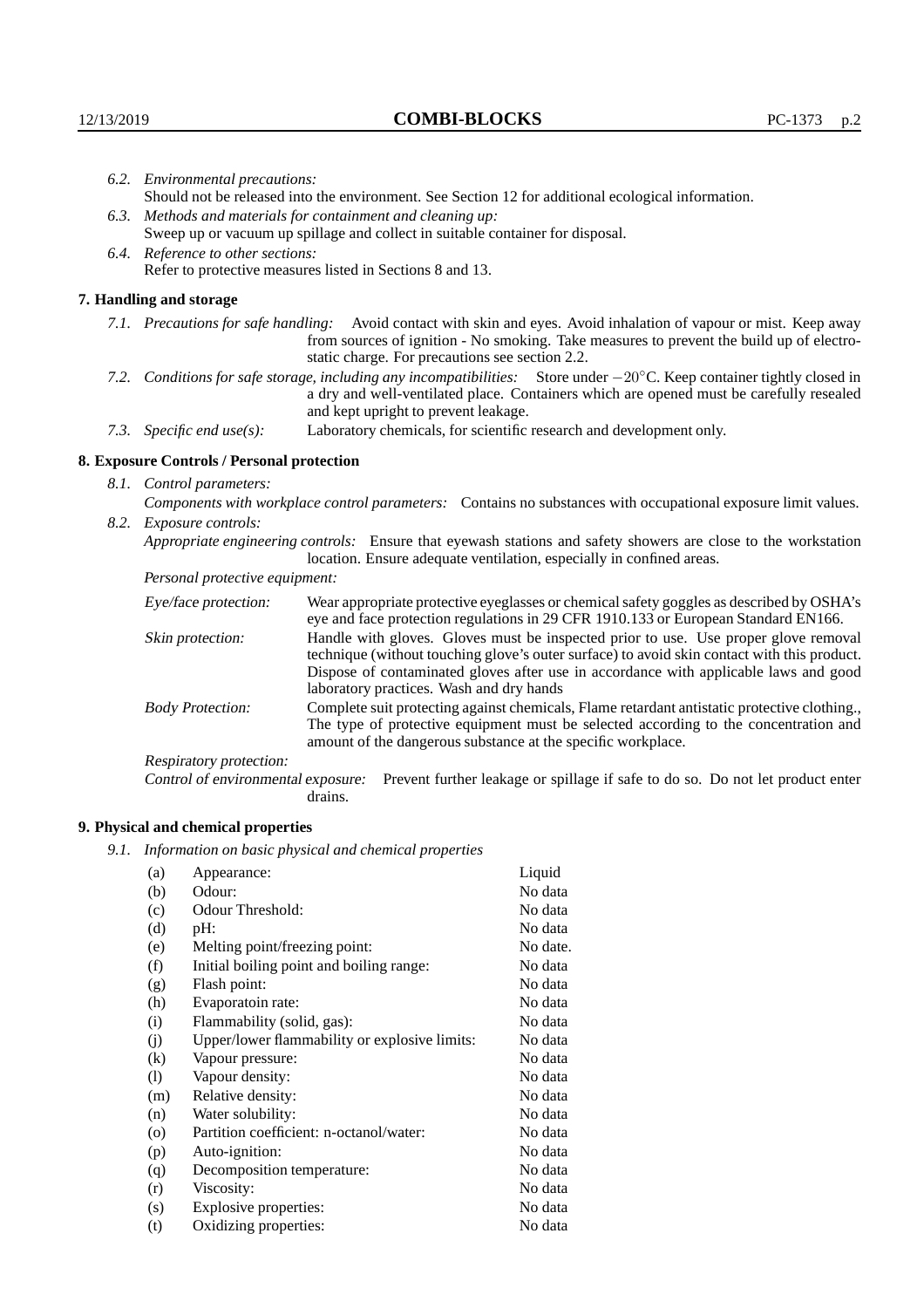*6.2. Environmental precautions:*
Should not be released into the environment. See Section 12 for additional ecological information.

*6.3. Methods and materials for containment and cleaning up:*
Sweep up or vacuum up spillage and collect in suitable container for disposal.

*6.4. Reference to other sections:*
Refer to protective measures listed in Sections 8 and 13.

## 7. Handling and storage

*7.1. Precautions for safe handling:* Avoid contact with skin and eyes. Avoid inhalation of vapour or mist. Keep away from sources of ignition - No smoking. Take measures to prevent the build up of electrostatic charge. For precautions see section 2.2.

*7.2. Conditions for safe storage, including any incompatibilities:* Store under $-20^{\circ}$C. Keep container tightly closed in a dry and well-ventilated place. Containers which are opened must be carefully resealed and kept upright to prevent leakage.

*7.3. Specific end use(s):* Laboratory chemicals, for scientific research and development only.

## 8. Exposure Controls / Personal protection

*8.1. Control parameters:*
*Components with workplace control parameters:* Contains no substances with occupational exposure limit values.

*8.2. Exposure controls:*
*Appropriate engineering controls:* Ensure that eyewash stations and safety showers are close to the workstation location. Ensure adequate ventilation, especially in confined areas.

*Personal protective equipment:*

*Eye/face protection:* Wear appropriate protective eyeglasses or chemical safety goggles as described by OSHA's eye and face protection regulations in 29 CFR 1910.133 or European Standard EN166.

*Skin protection:* Handle with gloves. Gloves must be inspected prior to use. Use proper glove removal technique (without touching glove's outer surface) to avoid skin contact with this product. Dispose of contaminated gloves after use in accordance with applicable laws and good laboratory practices. Wash and dry hands

*Body Protection:* Complete suit protecting against chemicals, Flame retardant antistatic protective clothing., The type of protective equipment must be selected according to the concentration and amount of the dangerous substance at the specific workplace.

*Respiratory protection:*

*Control of environmental exposure:* Prevent further leakage or spillage if safe to do so. Do not let product enter drains.

## 9. Physical and chemical properties

*9.1. Information on basic physical and chemical properties*

| | | |
|---|---|---|
| (a) | Appearance: | Liquid |
| (b) | Odour: | No data |
| (c) | Odour Threshold: | No data |
| (d) | pH: | No data |
| (e) | Melting point/freezing point: | No date. |
| (f) | Initial boiling point and boiling range: | No data |
| (g) | Flash point: | No data |
| (h) | Evaporatoin rate: | No data |
| (i) | Flammability (solid, gas): | No data |
| (j) | Upper/lower flammability or explosive limits: | No data |
| (k) | Vapour pressure: | No data |
| (l) | Vapour density: | No data |
| (m) | Relative density: | No data |
| (n) | Water solubility: | No data |
| (o) | Partition coefficient: n-octanol/water: | No data |
| (p) | Auto-ignition: | No data |
| (q) | Decomposition temperature: | No data |
| (r) | Viscosity: | No data |
| (s) | Explosive properties: | No data |
| (t) | Oxidizing properties: | No data |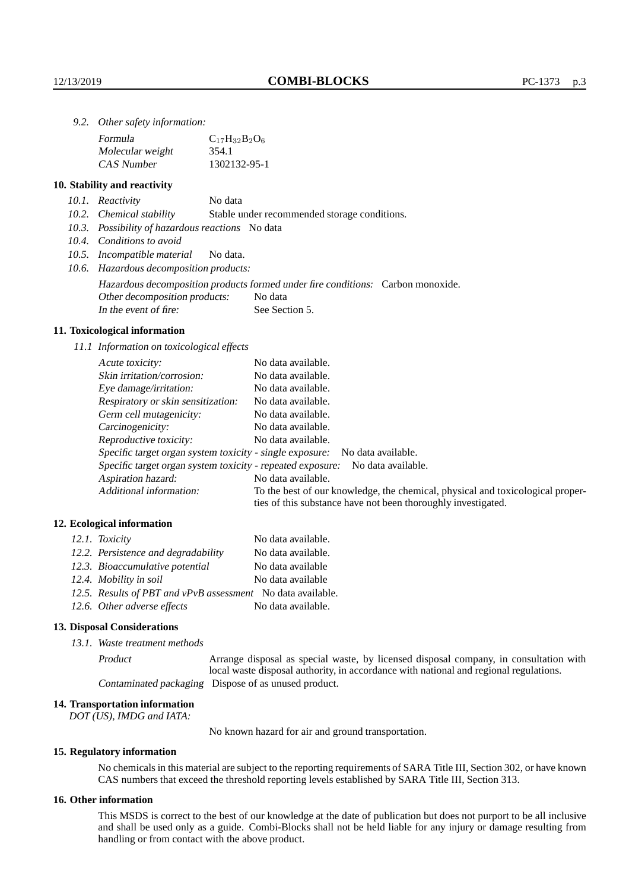*9.2. Other safety information:*

| | |
|---|---|
| *Formula* | $C_{17}H_{32}B_2O_6$ |
| *Molecular weight* | 354.1 |
| *CAS Number* | 1302132-95-1 |

## 10. Stability and reactivity

*10.1. Reactivity* No data

*10.2. Chemical stability* Stable under recommended storage conditions.

*10.3. Possibility of hazardous reactions* No data

*10.4. Conditions to avoid*

*10.5. Incompatible material* No data.

*10.6. Hazardous decomposition products:*

*Hazardous decomposition products formed under fire conditions:* Carbon monoxide.

*Other decomposition products:* No data

*In the event of fire:* See Section 5.

## 11. Toxicological information

*11.1 Information on toxicological effects*

| | |
|---|---|
| *Acute toxicity:* | No data available. |
| *Skin irritation/corrosion:* | No data available. |
| *Eye damage/irritation:* | No data available. |
| *Respiratory or skin sensitization:* | No data available. |
| *Germ cell mutagenicity:* | No data available. |
| *Carcinogenicity:* | No data available. |
| *Reproductive toxicity:* | No data available. |
| *Specific target organ system toxicity - single exposure:* | No data available. |
| *Specific target organ system toxicity - repeated exposure:* | No data available. |
| *Aspiration hazard:* | No data available. |
| *Additional information:* | To the best of our knowledge, the chemical, physical and toxicological properties of this substance have not been thoroughly investigated. |

## 12. Ecological information

| | |
|---|---|
| *12.1. Toxicity* | No data available. |
| *12.2. Persistence and degradability* | No data available. |
| *12.3. Bioaccumulative potential* | No data available |
| *12.4. Mobility in soil* | No data available |
| *12.5. Results of PBT and vPvB assessment* | No data available. |
| *12.6. Other adverse effects* | No data available. |

## 13. Disposal Considerations

*13.1. Waste treatment methods*

*Product* Arrange disposal as special waste, by licensed disposal company, in consultation with local waste disposal authority, in accordance with national and regional regulations.

*Contaminated packaging* Dispose of as unused product.

## 14. Transportation information

*DOT (US), IMDG and IATA:*

No known hazard for air and ground transportation.

## 15. Regulatory information

No chemicals in this material are subject to the reporting requirements of SARA Title III, Section 302, or have known CAS numbers that exceed the threshold reporting levels established by SARA Title III, Section 313.

## 16. Other information

This MSDS is correct to the best of our knowledge at the date of publication but does not purport to be all inclusive and shall be used only as a guide. Combi-Blocks shall not be held liable for any injury or damage resulting from handling or from contact with the above product.